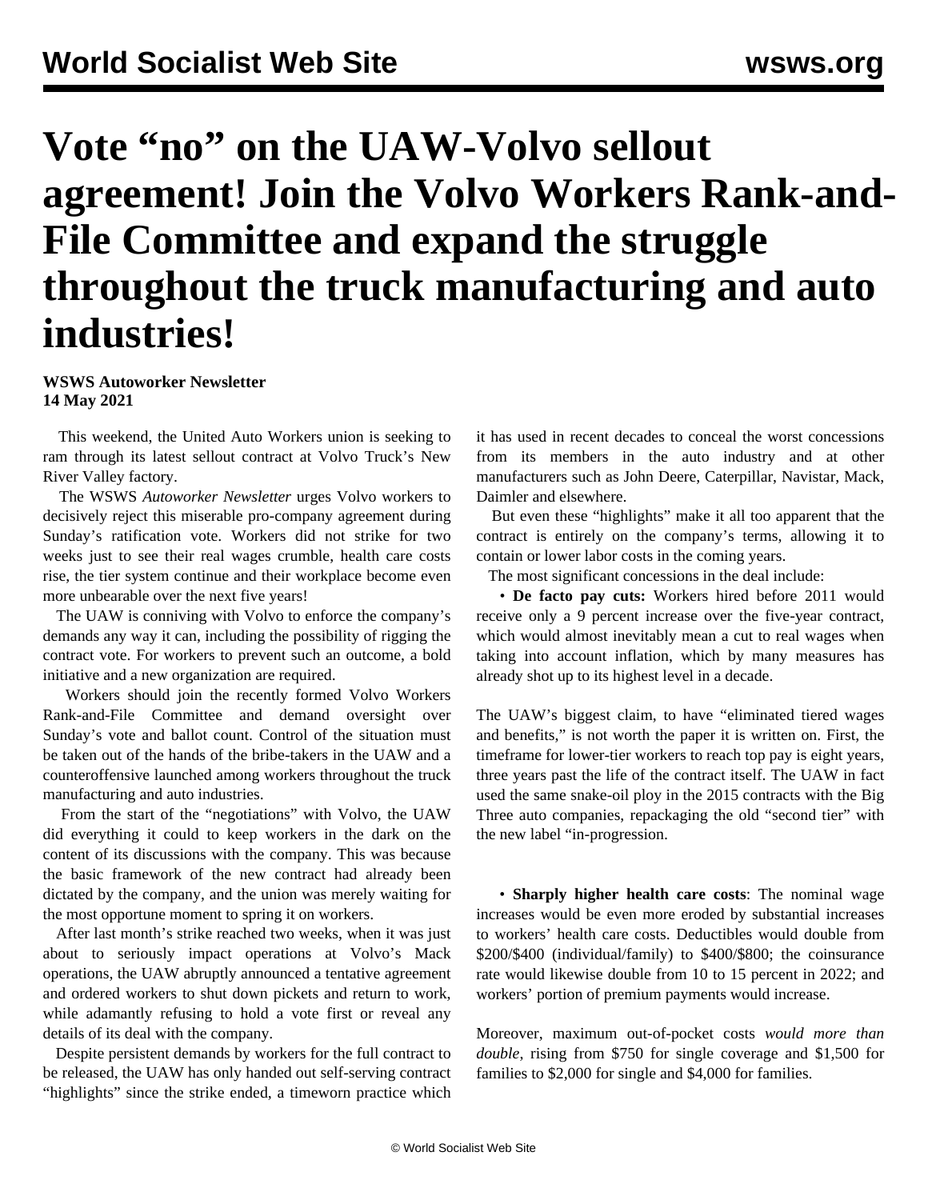# Vote "no" on the UAW-Volvo sellout agreement! Join the Volvo Workers Rank-and-File Committee and expand the struggle throughout the truck manufacturing and auto industries!

**WSWS Autoworker Newsletter**
**14 May 2021**

This weekend, the United Auto Workers union is seeking to ram through its latest sellout contract at Volvo Truck's New River Valley factory.

The WSWS *Autoworker Newsletter* urges Volvo workers to decisively reject this miserable pro-company agreement during Sunday's ratification vote. Workers did not strike for two weeks just to see their real wages crumble, health care costs rise, the tier system continue and their workplace become even more unbearable over the next five years!

The UAW is conniving with Volvo to enforce the company's demands any way it can, including the possibility of rigging the contract vote. For workers to prevent such an outcome, a bold initiative and a new organization are required.

Workers should join the recently formed Volvo Workers Rank-and-File Committee and demand oversight over Sunday's vote and ballot count. Control of the situation must be taken out of the hands of the bribe-takers in the UAW and a counteroffensive launched among workers throughout the truck manufacturing and auto industries.

From the start of the "negotiations" with Volvo, the UAW did everything it could to keep workers in the dark on the content of its discussions with the company. This was because the basic framework of the new contract had already been dictated by the company, and the union was merely waiting for the most opportune moment to spring it on workers.

After last month's strike reached two weeks, when it was just about to seriously impact operations at Volvo's Mack operations, the UAW abruptly announced a tentative agreement and ordered workers to shut down pickets and return to work, while adamantly refusing to hold a vote first or reveal any details of its deal with the company.

Despite persistent demands by workers for the full contract to be released, the UAW has only handed out self-serving contract "highlights" since the strike ended, a timeworn practice which it has used in recent decades to conceal the worst concessions from its members in the auto industry and at other manufacturers such as John Deere, Caterpillar, Navistar, Mack, Daimler and elsewhere.

But even these "highlights" make it all too apparent that the contract is entirely on the company's terms, allowing it to contain or lower labor costs in the coming years.

The most significant concessions in the deal include:

- **De facto pay cuts:** Workers hired before 2011 would receive only a 9 percent increase over the five-year contract, which would almost inevitably mean a cut to real wages when taking into account inflation, which by many measures has already shot up to its highest level in a decade.

The UAW's biggest claim, to have "eliminated tiered wages and benefits," is not worth the paper it is written on. First, the timeframe for lower-tier workers to reach top pay is eight years, three years past the life of the contract itself. The UAW in fact used the same snake-oil ploy in the 2015 contracts with the Big Three auto companies, repackaging the old "second tier" with the new label "in-progression.

- **Sharply higher health care costs**: The nominal wage increases would be even more eroded by substantial increases to workers' health care costs. Deductibles would double from $200/$400 (individual/family) to $400/$800; the coinsurance rate would likewise double from 10 to 15 percent in 2022; and workers' portion of premium payments would increase.

Moreover, maximum out-of-pocket costs *would more than double*, rising from $750 for single coverage and $1,500 for families to $2,000 for single and $4,000 for families.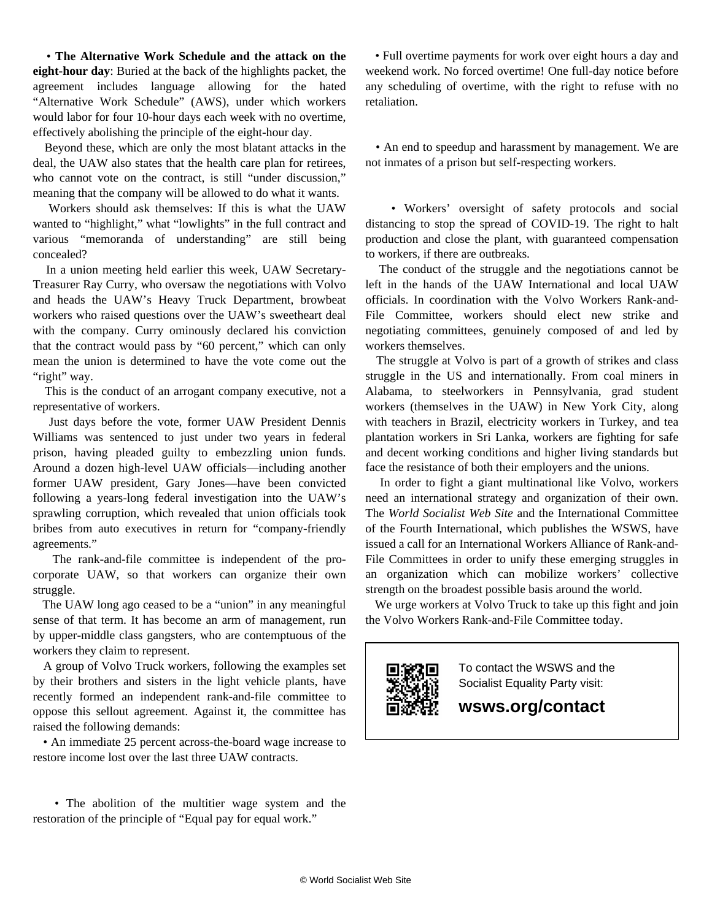• **The Alternative Work Schedule and the attack on the eight-hour day**: Buried at the back of the highlights packet, the agreement includes language allowing for the hated "Alternative Work Schedule" (AWS), under which workers would labor for four 10-hour days each week with no overtime, effectively abolishing the principle of the eight-hour day.

Beyond these, which are only the most blatant attacks in the deal, the UAW also states that the health care plan for retirees, who cannot vote on the contract, is still "under discussion," meaning that the company will be allowed to do what it wants.

Workers should ask themselves: If this is what the UAW wanted to "highlight," what "lowlights" in the full contract and various "memoranda of understanding" are still being concealed?

In a union meeting held earlier this week, UAW Secretary-Treasurer Ray Curry, who oversaw the negotiations with Volvo and heads the UAW's Heavy Truck Department, browbeat workers who raised questions over the UAW's sweetheart deal with the company. Curry ominously declared his conviction that the contract would pass by "60 percent," which can only mean the union is determined to have the vote come out the "right" way.

This is the conduct of an arrogant company executive, not a representative of workers.

Just days before the vote, former UAW President Dennis Williams was sentenced to just under two years in federal prison, having pleaded guilty to embezzling union funds. Around a dozen high-level UAW officials—including another former UAW president, Gary Jones—have been convicted following a years-long federal investigation into the UAW's sprawling corruption, which revealed that union officials took bribes from auto executives in return for "company-friendly agreements."

The rank-and-file committee is independent of the pro-corporate UAW, so that workers can organize their own struggle.

The UAW long ago ceased to be a "union" in any meaningful sense of that term. It has become an arm of management, run by upper-middle class gangsters, who are contemptuous of the workers they claim to represent.

A group of Volvo Truck workers, following the examples set by their brothers and sisters in the light vehicle plants, have recently formed an independent rank-and-file committee to oppose this sellout agreement. Against it, the committee has raised the following demands:

• An immediate 25 percent across-the-board wage increase to restore income lost over the last three UAW contracts.

• The abolition of the multitier wage system and the restoration of the principle of "Equal pay for equal work."

• Full overtime payments for work over eight hours a day and weekend work. No forced overtime! One full-day notice before any scheduling of overtime, with the right to refuse with no retaliation.

• An end to speedup and harassment by management. We are not inmates of a prison but self-respecting workers.

• Workers' oversight of safety protocols and social distancing to stop the spread of COVID-19. The right to halt production and close the plant, with guaranteed compensation to workers, if there are outbreaks.

The conduct of the struggle and the negotiations cannot be left in the hands of the UAW International and local UAW officials. In coordination with the Volvo Workers Rank-and-File Committee, workers should elect new strike and negotiating committees, genuinely composed of and led by workers themselves.

The struggle at Volvo is part of a growth of strikes and class struggle in the US and internationally. From coal miners in Alabama, to steelworkers in Pennsylvania, grad student workers (themselves in the UAW) in New York City, along with teachers in Brazil, electricity workers in Turkey, and tea plantation workers in Sri Lanka, workers are fighting for safe and decent working conditions and higher living standards but face the resistance of both their employers and the unions.

In order to fight a giant multinational like Volvo, workers need an international strategy and organization of their own. The *World Socialist Web Site* and the International Committee of the Fourth International, which publishes the WSWS, have issued a call for an International Workers Alliance of Rank-and-File Committees in order to unify these emerging struggles in an organization which can mobilize workers' collective strength on the broadest possible basis around the world.

We urge workers at Volvo Truck to take up this fight and join the Volvo Workers Rank-and-File Committee today.

To contact the WSWS and the Socialist Equality Party visit:

**wsws.org/contact**